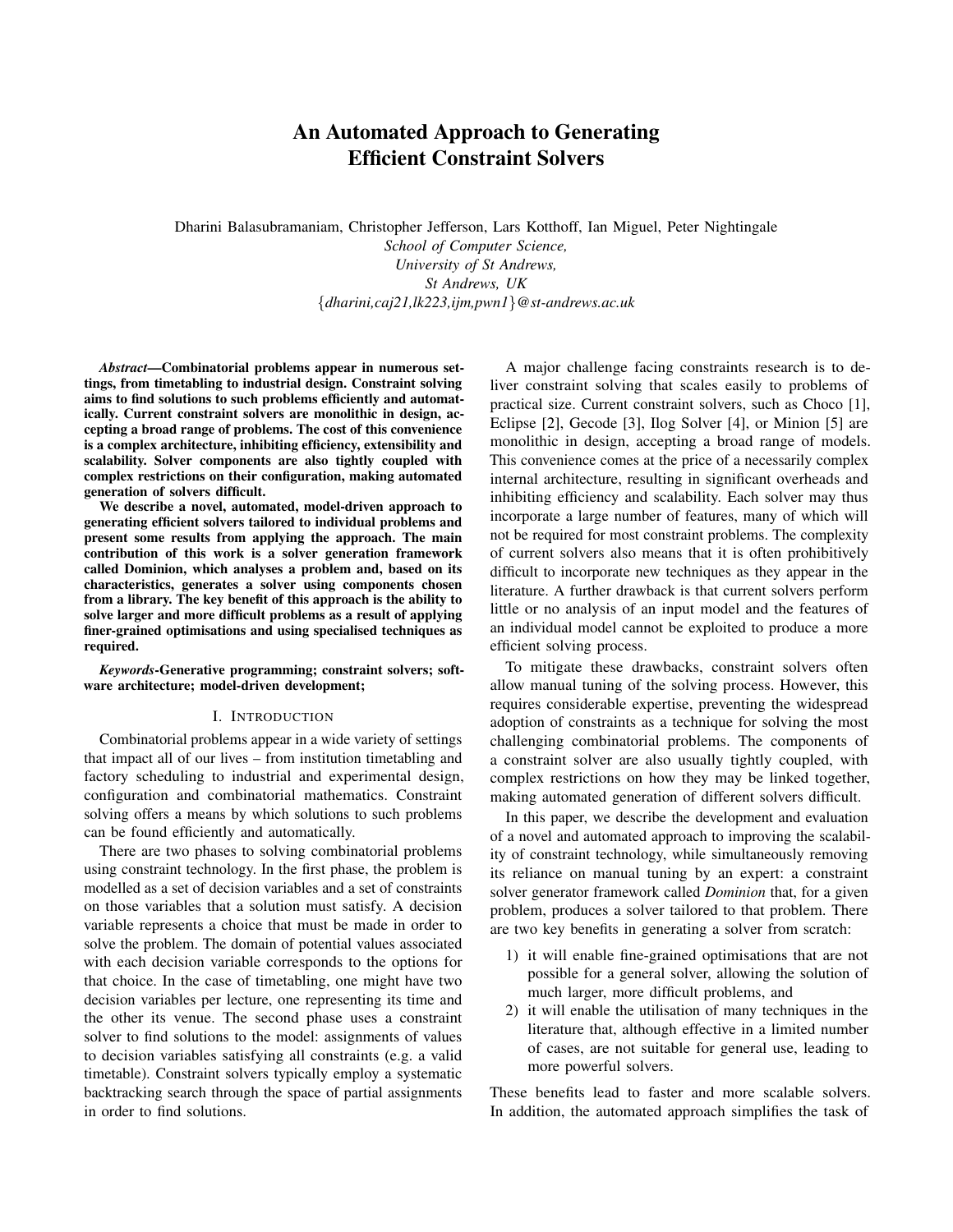# An Automated Approach to Generating Efficient Constraint Solvers

Dharini Balasubramaniam, Christopher Jefferson, Lars Kotthoff, Ian Miguel, Peter Nightingale

*School of Computer Science,*
*University of St Andrews,*
*St Andrews, UK*
{*dharini,caj21,lk223,ijm,pwn1*}*@st-andrews.ac.uk*

***Abstract*—Combinatorial problems appear in numerous settings, from timetabling to industrial design. Constraint solving aims to find solutions to such problems efficiently and automatically. Current constraint solvers are monolithic in design, accepting a broad range of problems. The cost of this convenience is a complex architecture, inhibiting efficiency, extensibility and scalability. Solver components are also tightly coupled with complex restrictions on their configuration, making automated generation of solvers difficult.**

**We describe a novel, automated, model-driven approach to generating efficient solvers tailored to individual problems and present some results from applying the approach. The main contribution of this work is a solver generation framework called Dominion, which analyses a problem and, based on its characteristics, generates a solver using components chosen from a library. The key benefit of this approach is the ability to solve larger and more difficult problems as a result of applying finer-grained optimisations and using specialised techniques as required.**

***Keywords*-Generative programming; constraint solvers; software architecture; model-driven development;**

## I. Introduction

Combinatorial problems appear in a wide variety of settings that impact all of our lives – from institution timetabling and factory scheduling to industrial and experimental design, configuration and combinatorial mathematics. Constraint solving offers a means by which solutions to such problems can be found efficiently and automatically.

There are two phases to solving combinatorial problems using constraint technology. In the first phase, the problem is modelled as a set of decision variables and a set of constraints on those variables that a solution must satisfy. A decision variable represents a choice that must be made in order to solve the problem. The domain of potential values associated with each decision variable corresponds to the options for that choice. In the case of timetabling, one might have two decision variables per lecture, one representing its time and the other its venue. The second phase uses a constraint solver to find solutions to the model: assignments of values to decision variables satisfying all constraints (e.g. a valid timetable). Constraint solvers typically employ a systematic backtracking search through the space of partial assignments in order to find solutions.

A major challenge facing constraints research is to deliver constraint solving that scales easily to problems of practical size. Current constraint solvers, such as Choco [1], Eclipse [2], Gecode [3], Ilog Solver [4], or Minion [5] are monolithic in design, accepting a broad range of models. This convenience comes at the price of a necessarily complex internal architecture, resulting in significant overheads and inhibiting efficiency and scalability. Each solver may thus incorporate a large number of features, many of which will not be required for most constraint problems. The complexity of current solvers also means that it is often prohibitively difficult to incorporate new techniques as they appear in the literature. A further drawback is that current solvers perform little or no analysis of an input model and the features of an individual model cannot be exploited to produce a more efficient solving process.

To mitigate these drawbacks, constraint solvers often allow manual tuning of the solving process. However, this requires considerable expertise, preventing the widespread adoption of constraints as a technique for solving the most challenging combinatorial problems. The components of a constraint solver are also usually tightly coupled, with complex restrictions on how they may be linked together, making automated generation of different solvers difficult.

In this paper, we describe the development and evaluation of a novel and automated approach to improving the scalability of constraint technology, while simultaneously removing its reliance on manual tuning by an expert: a constraint solver generator framework called *Dominion* that, for a given problem, produces a solver tailored to that problem. There are two key benefits in generating a solver from scratch:

1) it will enable fine-grained optimisations that are not possible for a general solver, allowing the solution of much larger, more difficult problems, and
2) it will enable the utilisation of many techniques in the literature that, although effective in a limited number of cases, are not suitable for general use, leading to more powerful solvers.

These benefits lead to faster and more scalable solvers. In addition, the automated approach simplifies the task of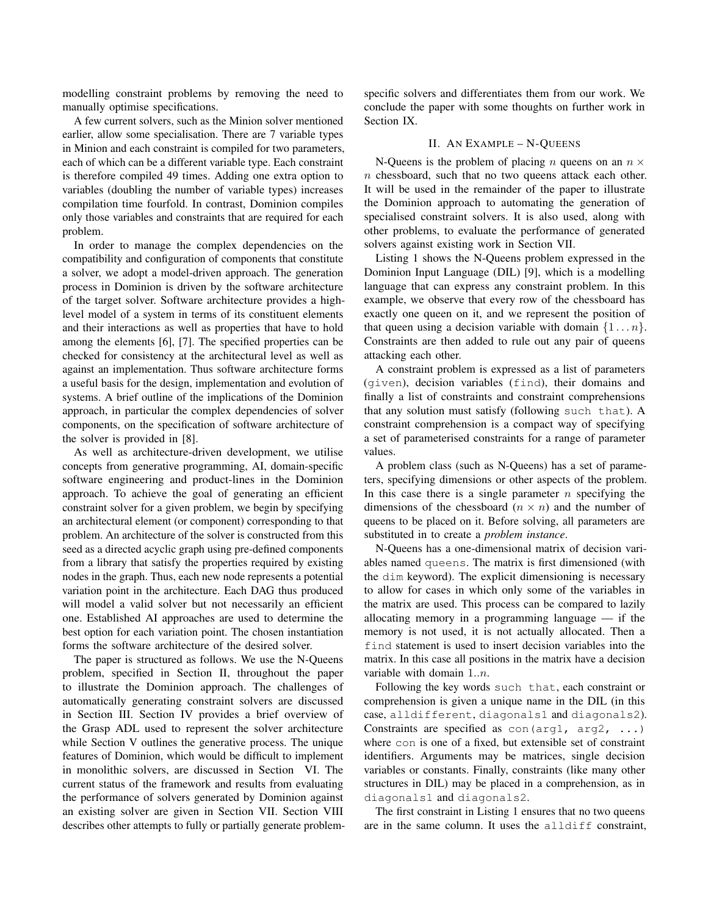modelling constraint problems by removing the need to manually optimise specifications.

A few current solvers, such as the Minion solver mentioned earlier, allow some specialisation. There are 7 variable types in Minion and each constraint is compiled for two parameters, each of which can be a different variable type. Each constraint is therefore compiled 49 times. Adding one extra option to variables (doubling the number of variable types) increases compilation time fourfold. In contrast, Dominion compiles only those variables and constraints that are required for each problem.

In order to manage the complex dependencies on the compatibility and configuration of components that constitute a solver, we adopt a model-driven approach. The generation process in Dominion is driven by the software architecture of the target solver. Software architecture provides a high-level model of a system in terms of its constituent elements and their interactions as well as properties that have to hold among the elements [6], [7]. The specified properties can be checked for consistency at the architectural level as well as against an implementation. Thus software architecture forms a useful basis for the design, implementation and evolution of systems. A brief outline of the implications of the Dominion approach, in particular the complex dependencies of solver components, on the specification of software architecture of the solver is provided in [8].

As well as architecture-driven development, we utilise concepts from generative programming, AI, domain-specific software engineering and product-lines in the Dominion approach. To achieve the goal of generating an efficient constraint solver for a given problem, we begin by specifying an architectural element (or component) corresponding to that problem. An architecture of the solver is constructed from this seed as a directed acyclic graph using pre-defined components from a library that satisfy the properties required by existing nodes in the graph. Thus, each new node represents a potential variation point in the architecture. Each DAG thus produced will model a valid solver but not necessarily an efficient one. Established AI approaches are used to determine the best option for each variation point. The chosen instantiation forms the software architecture of the desired solver.

The paper is structured as follows. We use the N-Queens problem, specified in Section II, throughout the paper to illustrate the Dominion approach. The challenges of automatically generating constraint solvers are discussed in Section III. Section IV provides a brief overview of the Grasp ADL used to represent the solver architecture while Section V outlines the generative process. The unique features of Dominion, which would be difficult to implement in monolithic solvers, are discussed in Section VI. The current status of the framework and results from evaluating the performance of solvers generated by Dominion against an existing solver are given in Section VII. Section VIII describes other attempts to fully or partially generate problem-specific solvers and differentiates them from our work. We conclude the paper with some thoughts on further work in Section IX.

## II. An Example – N-Queens

N-Queens is the problem of placing $n$ queens on an $n \times n$ chessboard, such that no two queens attack each other. It will be used in the remainder of the paper to illustrate the Dominion approach to automating the generation of specialised constraint solvers. It is also used, along with other problems, to evaluate the performance of generated solvers against existing work in Section VII.

Listing 1 shows the N-Queens problem expressed in the Dominion Input Language (DIL) [9], which is a modelling language that can express any constraint problem. In this example, we observe that every row of the chessboard has exactly one queen on it, and we represent the position of that queen using a decision variable with domain $\{1 \dots n\}$. Constraints are then added to rule out any pair of queens attacking each other.

A constraint problem is expressed as a list of parameters (`given`), decision variables (`find`), their domains and finally a list of constraints and constraint comprehensions that any solution must satisfy (following `such that`). A constraint comprehension is a compact way of specifying a set of parameterised constraints for a range of parameter values.

A problem class (such as N-Queens) has a set of parameters, specifying dimensions or other aspects of the problem. In this case there is a single parameter $n$ specifying the dimensions of the chessboard ($n \times n$) and the number of queens to be placed on it. Before solving, all parameters are substituted in to create a *problem instance*.

N-Queens has a one-dimensional matrix of decision variables named `queens`. The matrix is first dimensioned (with the `dim` keyword). The explicit dimensioning is necessary to allow for cases in which only some of the variables in the matrix are used. This process can be compared to lazily allocating memory in a programming language — if the memory is not used, it is not actually allocated. Then a `find` statement is used to insert decision variables into the matrix. In this case all positions in the matrix have a decision variable with domain $1..n$.

Following the key words `such that`, each constraint or comprehension is given a unique name in the DIL (in this case, `alldifferent`, `diagonals1` and `diagonals2`). Constraints are specified as `con(arg1, arg2, ...)` where `con` is one of a fixed, but extensible set of constraint identifiers. Arguments may be matrices, single decision variables or constants. Finally, constraints (like many other structures in DIL) may be placed in a comprehension, as in `diagonals1` and `diagonals2`.

The first constraint in Listing 1 ensures that no two queens are in the same column. It uses the `alldiff` constraint,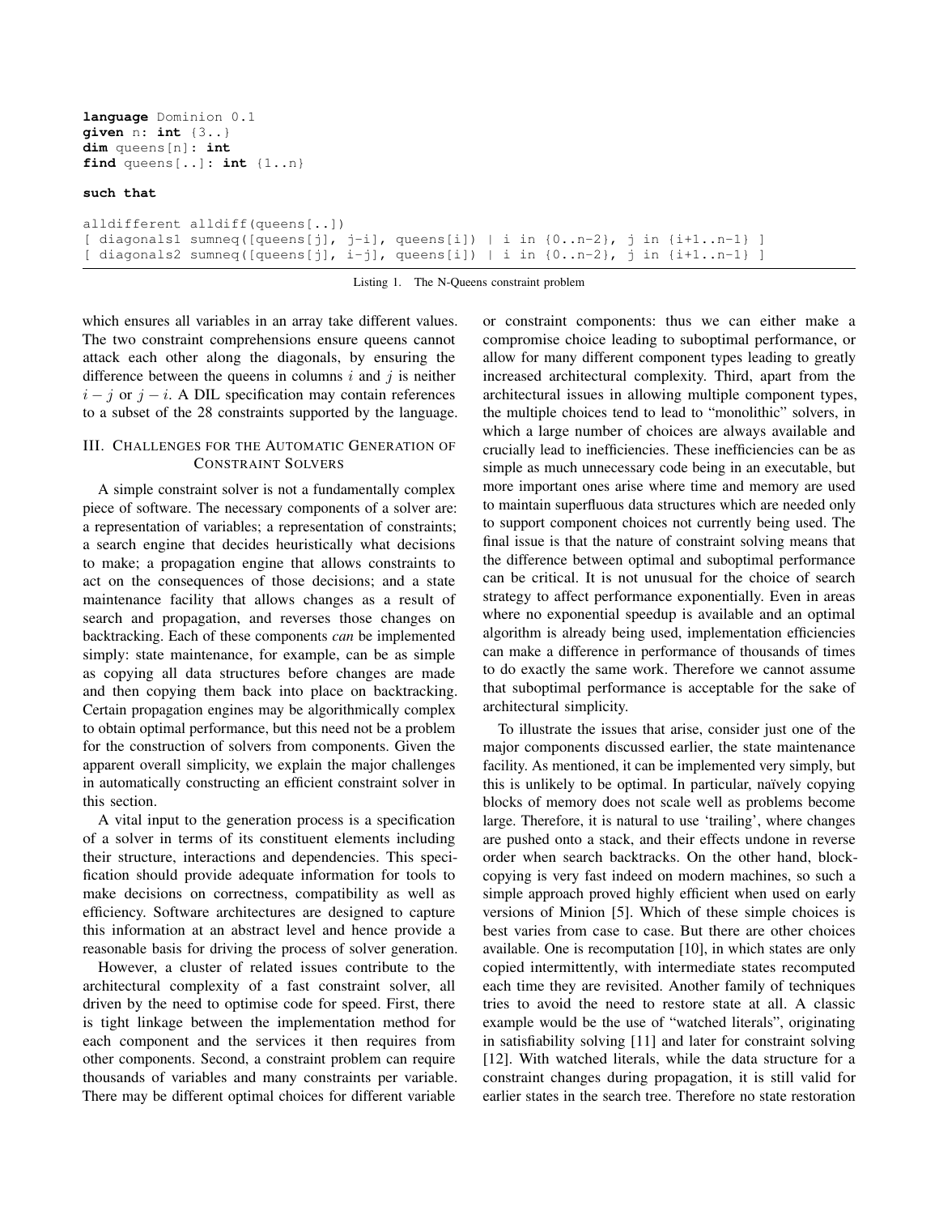```
language Dominion 0.1
given n: int {3..}
dim queens[n]: int
find queens[..]: int {1..n}

such that

alldifferent alldiff(queens[..])
[ diagonals1 sumneq([queens[j], j-i], queens[i]) | i in {0..n-2}, j in {i+1..n-1} ]
[ diagonals2 sumneq([queens[j], i-j], queens[i]) | i in {0..n-2}, j in {i+1..n-1} ]
```

Listing 1. The N-Queens constraint problem

which ensures all variables in an array take different values. The two constraint comprehensions ensure queens cannot attack each other along the diagonals, by ensuring the difference between the queens in columns $i$ and $j$ is neither $i-j$ or $j-i$. A DIL specification may contain references to a subset of the 28 constraints supported by the language.

## III. Challenges for the Automatic Generation of Constraint Solvers

A simple constraint solver is not a fundamentally complex piece of software. The necessary components of a solver are: a representation of variables; a representation of constraints; a search engine that decides heuristically what decisions to make; a propagation engine that allows constraints to act on the consequences of those decisions; and a state maintenance facility that allows changes as a result of search and propagation, and reverses those changes on backtracking. Each of these components *can* be implemented simply: state maintenance, for example, can be as simple as copying all data structures before changes are made and then copying them back into place on backtracking. Certain propagation engines may be algorithmically complex to obtain optimal performance, but this need not be a problem for the construction of solvers from components. Given the apparent overall simplicity, we explain the major challenges in automatically constructing an efficient constraint solver in this section.

A vital input to the generation process is a specification of a solver in terms of its constituent elements including their structure, interactions and dependencies. This specification should provide adequate information for tools to make decisions on correctness, compatibility as well as efficiency. Software architectures are designed to capture this information at an abstract level and hence provide a reasonable basis for driving the process of solver generation.

However, a cluster of related issues contribute to the architectural complexity of a fast constraint solver, all driven by the need to optimise code for speed. First, there is tight linkage between the implementation method for each component and the services it then requires from other components. Second, a constraint problem can require thousands of variables and many constraints per variable. There may be different optimal choices for different variable or constraint components: thus we can either make a compromise choice leading to suboptimal performance, or allow for many different component types leading to greatly increased architectural complexity. Third, apart from the architectural issues in allowing multiple component types, the multiple choices tend to lead to "monolithic" solvers, in which a large number of choices are always available and crucially lead to inefficiencies. These inefficiencies can be as simple as much unnecessary code being in an executable, but more important ones arise where time and memory are used to maintain superfluous data structures which are needed only to support component choices not currently being used. The final issue is that the nature of constraint solving means that the difference between optimal and suboptimal performance can be critical. It is not unusual for the choice of search strategy to affect performance exponentially. Even in areas where no exponential speedup is available and an optimal algorithm is already being used, implementation efficiencies can make a difference in performance of thousands of times to do exactly the same work. Therefore we cannot assume that suboptimal performance is acceptable for the sake of architectural simplicity.

To illustrate the issues that arise, consider just one of the major components discussed earlier, the state maintenance facility. As mentioned, it can be implemented very simply, but this is unlikely to be optimal. In particular, naïvely copying blocks of memory does not scale well as problems become large. Therefore, it is natural to use 'trailing', where changes are pushed onto a stack, and their effects undone in reverse order when search backtracks. On the other hand, block-copying is very fast indeed on modern machines, so such a simple approach proved highly efficient when used on early versions of Minion [5]. Which of these simple choices is best varies from case to case. But there are other choices available. One is recomputation [10], in which states are only copied intermittently, with intermediate states recomputed each time they are revisited. Another family of techniques tries to avoid the need to restore state at all. A classic example would be the use of "watched literals", originating in satisfiability solving [11] and later for constraint solving [12]. With watched literals, while the data structure for a constraint changes during propagation, it is still valid for earlier states in the search tree. Therefore no state restoration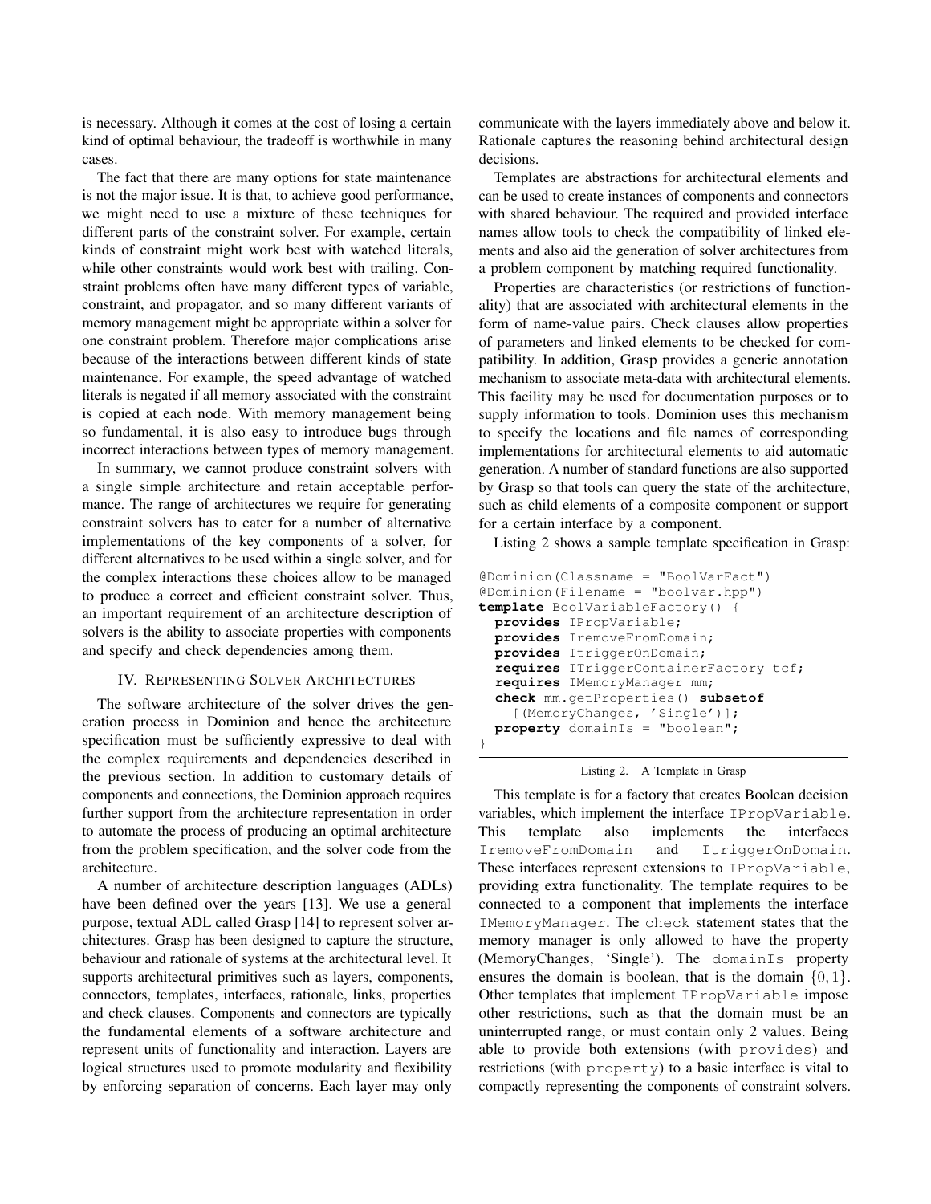is necessary. Although it comes at the cost of losing a certain kind of optimal behaviour, the tradeoff is worthwhile in many cases.

The fact that there are many options for state maintenance is not the major issue. It is that, to achieve good performance, we might need to use a mixture of these techniques for different parts of the constraint solver. For example, certain kinds of constraint might work best with watched literals, while other constraints would work best with trailing. Constraint problems often have many different types of variable, constraint, and propagator, and so many different variants of memory management might be appropriate within a solver for one constraint problem. Therefore major complications arise because of the interactions between different kinds of state maintenance. For example, the speed advantage of watched literals is negated if all memory associated with the constraint is copied at each node. With memory management being so fundamental, it is also easy to introduce bugs through incorrect interactions between types of memory management.

In summary, we cannot produce constraint solvers with a single simple architecture and retain acceptable performance. The range of architectures we require for generating constraint solvers has to cater for a number of alternative implementations of the key components of a solver, for different alternatives to be used within a single solver, and for the complex interactions these choices allow to be managed to produce a correct and efficient constraint solver. Thus, an important requirement of an architecture description of solvers is the ability to associate properties with components and specify and check dependencies among them.

## IV. Representing Solver Architectures

The software architecture of the solver drives the generation process in Dominion and hence the architecture specification must be sufficiently expressive to deal with the complex requirements and dependencies described in the previous section. In addition to customary details of components and connections, the Dominion approach requires further support from the architecture representation in order to automate the process of producing an optimal architecture from the problem specification, and the solver code from the architecture.

A number of architecture description languages (ADLs) have been defined over the years [13]. We use a general purpose, textual ADL called Grasp [14] to represent solver architectures. Grasp has been designed to capture the structure, behaviour and rationale of systems at the architectural level. It supports architectural primitives such as layers, components, connectors, templates, interfaces, rationale, links, properties and check clauses. Components and connectors are typically the fundamental elements of a software architecture and represent units of functionality and interaction. Layers are logical structures used to promote modularity and flexibility by enforcing separation of concerns. Each layer may only communicate with the layers immediately above and below it. Rationale captures the reasoning behind architectural design decisions.

Templates are abstractions for architectural elements and can be used to create instances of components and connectors with shared behaviour. The required and provided interface names allow tools to check the compatibility of linked elements and also aid the generation of solver architectures from a problem component by matching required functionality.

Properties are characteristics (or restrictions of functionality) that are associated with architectural elements in the form of name-value pairs. Check clauses allow properties of parameters and linked elements to be checked for compatibility. In addition, Grasp provides a generic annotation mechanism to associate meta-data with architectural elements. This facility may be used for documentation purposes or to supply information to tools. Dominion uses this mechanism to specify the locations and file names of corresponding implementations for architectural elements to aid automatic generation. A number of standard functions are also supported by Grasp so that tools can query the state of the architecture, such as child elements of a composite component or support for a certain interface by a component.

Listing 2 shows a sample template specification in Grasp:

```
@Dominion(Classname = "BoolVarFact")
@Dominion(Filename = "boolvar.hpp")
template BoolVariableFactory() {
  provides IPropVariable;
  provides IremoveFromDomain;
  provides ItriggerOnDomain;
  requires ITriggerContainerFactory tcf;
  requires IMemoryManager mm;
  check mm.getProperties() subsetof
    [(MemoryChanges, 'Single')];
  property domainIs = "boolean";
}
```

Listing 2. A Template in Grasp

This template is for a factory that creates Boolean decision variables, which implement the interface `IPropVariable`. This template also implements the interfaces `IremoveFromDomain` and `ItriggerOnDomain`. These interfaces represent extensions to `IPropVariable`, providing extra functionality. The template requires to be connected to a component that implements the interface `IMemoryManager`. The `check` statement states that the memory manager is only allowed to have the property (MemoryChanges, 'Single'). The `domainIs` property ensures the domain is boolean, that is the domain $\{0, 1\}$. Other templates that implement `IPropVariable` impose other restrictions, such as that the domain must be an uninterrupted range, or must contain only 2 values. Being able to provide both extensions (with `provides`) and restrictions (with `property`) to a basic interface is vital to compactly representing the components of constraint solvers.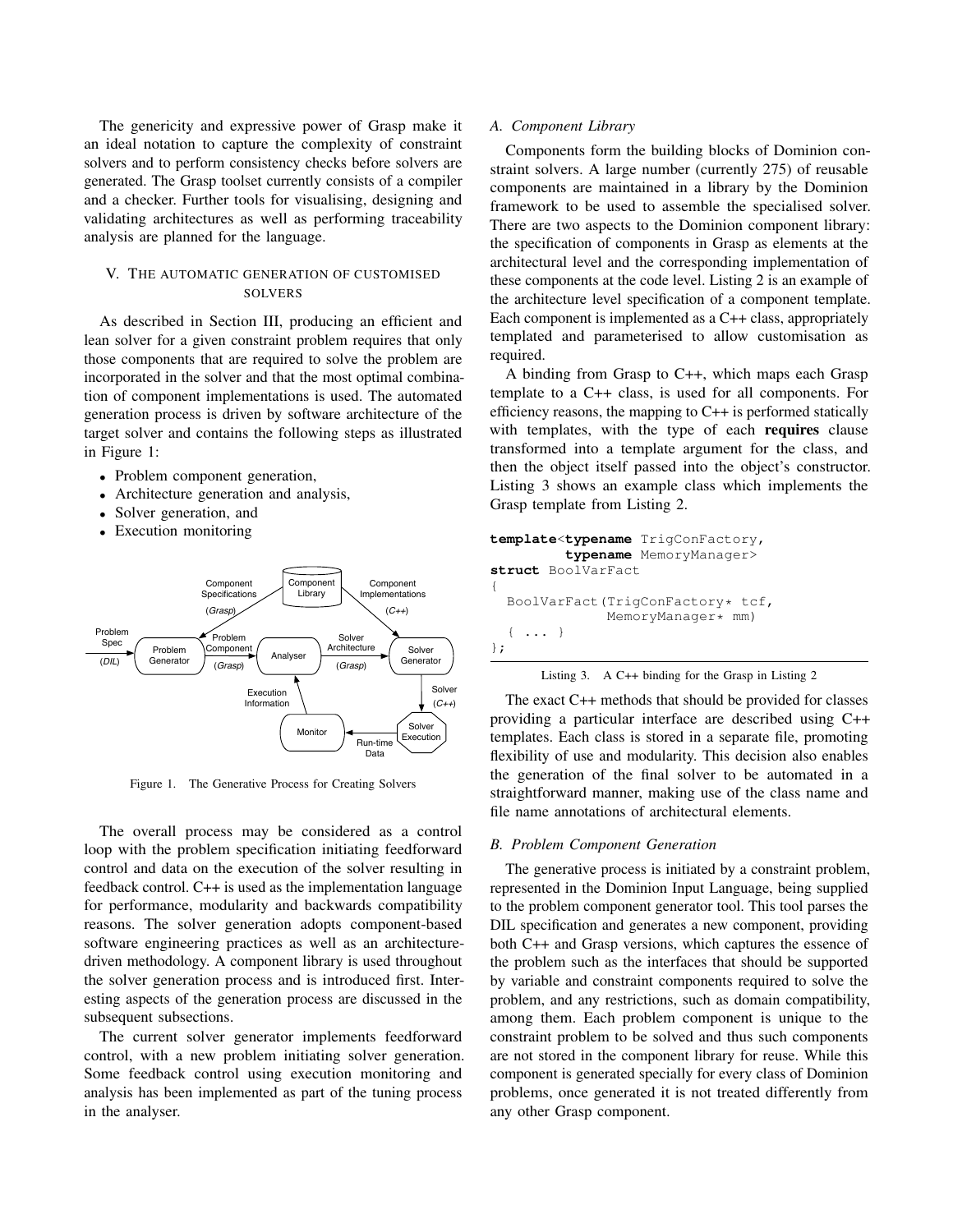The genericity and expressive power of Grasp make it an ideal notation to capture the complexity of constraint solvers and to perform consistency checks before solvers are generated. The Grasp toolset currently consists of a compiler and a checker. Further tools for visualising, designing and validating architectures as well as performing traceability analysis are planned for the language.

## V. The automatic generation of customised solvers

As described in Section III, producing an efficient and lean solver for a given constraint problem requires that only those components that are required to solve the problem are incorporated in the solver and that the most optimal combination of component implementations is used. The automated generation process is driven by software architecture of the target solver and contains the following steps as illustrated in Figure 1:

- Problem component generation,
- Architecture generation and analysis,
- Solver generation, and
- Execution monitoring

Component Specifications (Grasp)
Component Library
Component Implementations (C++)
Problem Spec (DIL)
Problem Generator
Problem Component (Grasp)
Analyser
Solver Architecture (Grasp)
Solver Generator
Solver (C++)
Execution Information
Monitor
Run-time Data
Solver Execution

Figure 1. The Generative Process for Creating Solvers

The overall process may be considered as a control loop with the problem specification initiating feedforward control and data on the execution of the solver resulting in feedback control. C++ is used as the implementation language for performance, modularity and backwards compatibility reasons. The solver generation adopts component-based software engineering practices as well as an architecture-driven methodology. A component library is used throughout the solver generation process and is introduced first. Interesting aspects of the generation process are discussed in the subsequent subsections.

The current solver generator implements feedforward control, with a new problem initiating solver generation. Some feedback control using execution monitoring and analysis has been implemented as part of the tuning process in the analyser.

### A. Component Library

Components form the building blocks of Dominion constraint solvers. A large number (currently 275) of reusable components are maintained in a library by the Dominion framework to be used to assemble the specialised solver. There are two aspects to the Dominion component library: the specification of components in Grasp as elements at the architectural level and the corresponding implementation of these components at the code level. Listing 2 is an example of the architecture level specification of a component template. Each component is implemented as a C++ class, appropriately templated and parameterised to allow customisation as required.

A binding from Grasp to C++, which maps each Grasp template to a C++ class, is used for all components. For efficiency reasons, the mapping to C++ is performed statically with templates, with the type of each **requires** clause transformed into a template argument for the class, and then the object itself passed into the object's constructor. Listing 3 shows an example class which implements the Grasp template from Listing 2.

```
template<typename TrigConFactory,
         typename MemoryManager>
struct BoolVarFact
{
  BoolVarFact(TrigConFactory* tcf,
              MemoryManager* mm)
  { ... }
};
```

Listing 3. A C++ binding for the Grasp in Listing 2

The exact C++ methods that should be provided for classes providing a particular interface are described using C++ templates. Each class is stored in a separate file, promoting flexibility of use and modularity. This decision also enables the generation of the final solver to be automated in a straightforward manner, making use of the class name and file name annotations of architectural elements.

### B. Problem Component Generation

The generative process is initiated by a constraint problem, represented in the Dominion Input Language, being supplied to the problem component generator tool. This tool parses the DIL specification and generates a new component, providing both C++ and Grasp versions, which captures the essence of the problem such as the interfaces that should be supported by variable and constraint components required to solve the problem, and any restrictions, such as domain compatibility, among them. Each problem component is unique to the constraint problem to be solved and thus such components are not stored in the component library for reuse. While this component is generated specially for every class of Dominion problems, once generated it is not treated differently from any other Grasp component.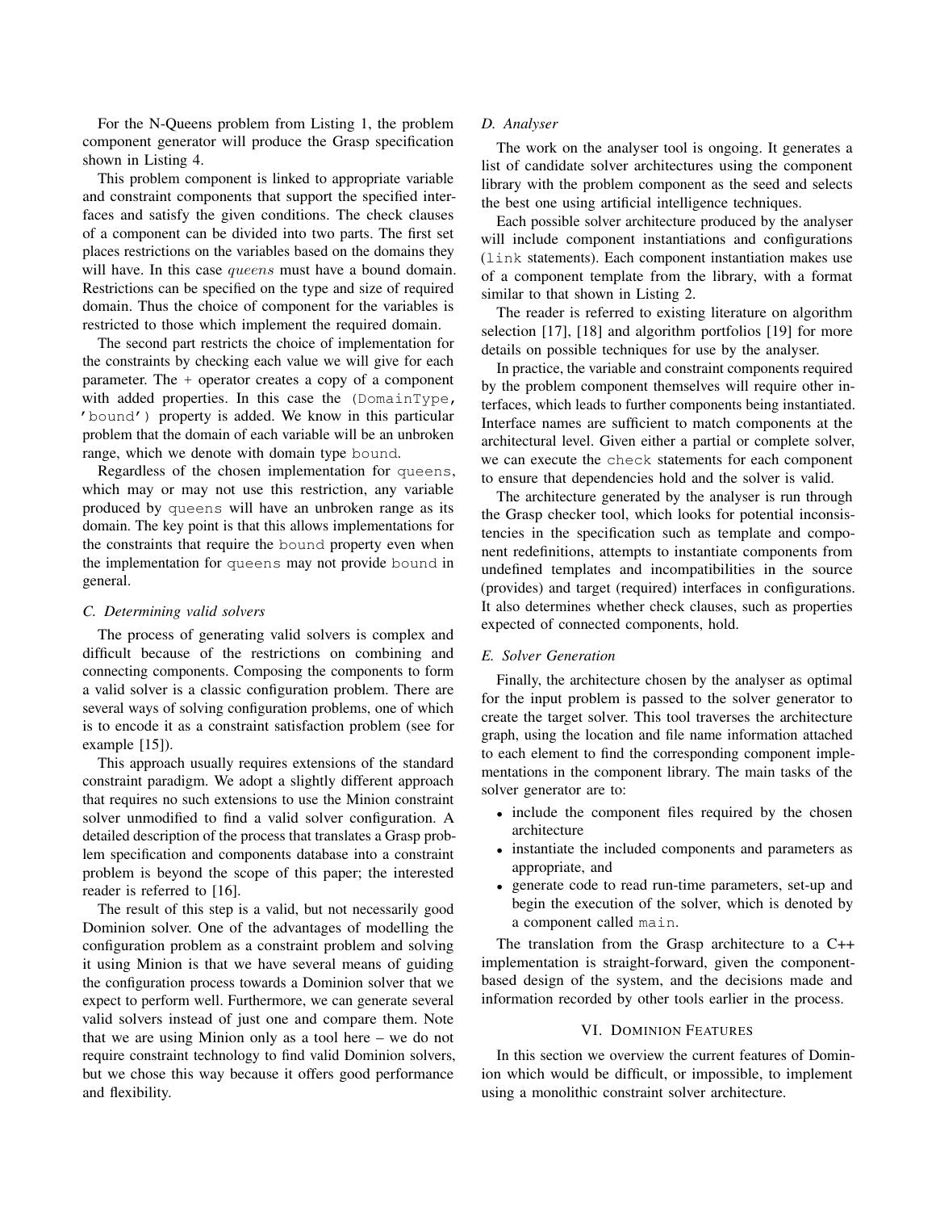For the N-Queens problem from Listing 1, the problem component generator will produce the Grasp specification shown in Listing 4.

This problem component is linked to appropriate variable and constraint components that support the specified interfaces and satisfy the given conditions. The check clauses of a component can be divided into two parts. The first set places restrictions on the variables based on the domains they will have. In this case *queens* must have a bound domain. Restrictions can be specified on the type and size of required domain. Thus the choice of component for the variables is restricted to those which implement the required domain.

The second part restricts the choice of implementation for the constraints by checking each value we will give for each parameter. The + operator creates a copy of a component with added properties. In this case the `(DomainType, 'bound')` property is added. We know in this particular problem that the domain of each variable will be an unbroken range, which we denote with domain type `bound`.

Regardless of the chosen implementation for `queens`, which may or may not use this restriction, any variable produced by `queens` will have an unbroken range as its domain. The key point is that this allows implementations for the constraints that require the `bound` property even when the implementation for `queens` may not provide `bound` in general.

### C. Determining valid solvers

The process of generating valid solvers is complex and difficult because of the restrictions on combining and connecting components. Composing the components to form a valid solver is a classic configuration problem. There are several ways of solving configuration problems, one of which is to encode it as a constraint satisfaction problem (see for example [15]).

This approach usually requires extensions of the standard constraint paradigm. We adopt a slightly different approach that requires no such extensions to use the Minion constraint solver unmodified to find a valid solver configuration. A detailed description of the process that translates a Grasp problem specification and components database into a constraint problem is beyond the scope of this paper; the interested reader is referred to [16].

The result of this step is a valid, but not necessarily good Dominion solver. One of the advantages of modelling the configuration problem as a constraint problem and solving it using Minion is that we have several means of guiding the configuration process towards a Dominion solver that we expect to perform well. Furthermore, we can generate several valid solvers instead of just one and compare them. Note that we are using Minion only as a tool here – we do not require constraint technology to find valid Dominion solvers, but we chose this way because it offers good performance and flexibility.

### D. Analyser

The work on the analyser tool is ongoing. It generates a list of candidate solver architectures using the component library with the problem component as the seed and selects the best one using artificial intelligence techniques.

Each possible solver architecture produced by the analyser will include component instantiations and configurations (`link` statements). Each component instantiation makes use of a component template from the library, with a format similar to that shown in Listing 2.

The reader is referred to existing literature on algorithm selection [17], [18] and algorithm portfolios [19] for more details on possible techniques for use by the analyser.

In practice, the variable and constraint components required by the problem component themselves will require other interfaces, which leads to further components being instantiated. Interface names are sufficient to match components at the architectural level. Given either a partial or complete solver, we can execute the `check` statements for each component to ensure that dependencies hold and the solver is valid.

The architecture generated by the analyser is run through the Grasp checker tool, which looks for potential inconsistencies in the specification such as template and component redefinitions, attempts to instantiate components from undefined templates and incompatibilities in the source (provides) and target (required) interfaces in configurations. It also determines whether check clauses, such as properties expected of connected components, hold.

### E. Solver Generation

Finally, the architecture chosen by the analyser as optimal for the input problem is passed to the solver generator to create the target solver. This tool traverses the architecture graph, using the location and file name information attached to each element to find the corresponding component implementations in the component library. The main tasks of the solver generator are to:

- include the component files required by the chosen architecture
- instantiate the included components and parameters as appropriate, and
- generate code to read run-time parameters, set-up and begin the execution of the solver, which is denoted by a component called `main`.

The translation from the Grasp architecture to a C++ implementation is straight-forward, given the component-based design of the system, and the decisions made and information recorded by other tools earlier in the process.

## VI. Dominion Features

In this section we overview the current features of Dominion which would be difficult, or impossible, to implement using a monolithic constraint solver architecture.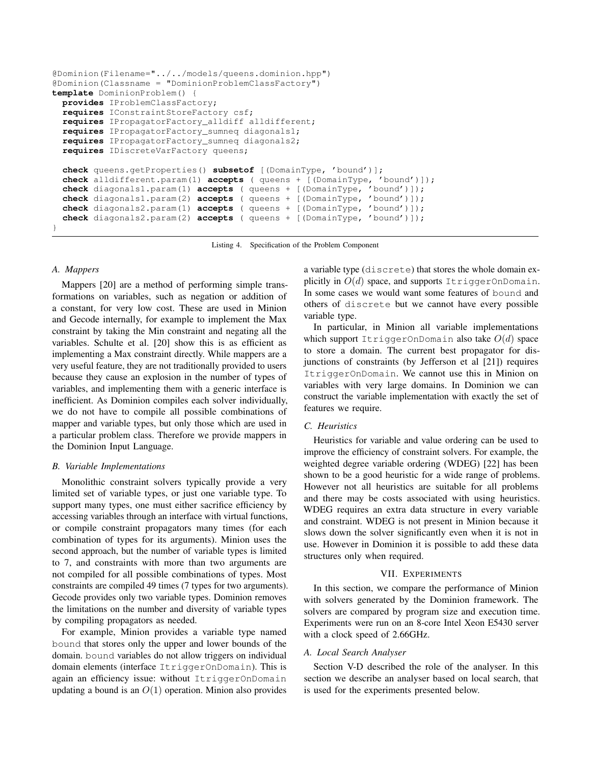```
@Dominion(Filename="../../models/queens.dominion.hpp")
@Dominion(Classname = "DominionProblemClassFactory")
template DominionProblem() {
  provides IProblemClassFactory;
  requires IConstraintStoreFactory csf;
  requires IPropagatorFactory_alldiff alldifferent;
  requires IPropagatorFactory_sumneq diagonals1;
  requires IPropagatorFactory_sumneq diagonals2;
  requires IDiscreteVarFactory queens;

  check queens.getProperties() subsetof [(DomainType, 'bound')];
  check alldifferent.param(1) accepts ( queens + [(DomainType, 'bound')]);
  check diagonals1.param(1) accepts ( queens + [(DomainType, 'bound')]);
  check diagonals1.param(2) accepts ( queens + [(DomainType, 'bound')]);
  check diagonals2.param(1) accepts ( queens + [(DomainType, 'bound')]);
  check diagonals2.param(2) accepts ( queens + [(DomainType, 'bound')]);
}
```

Listing 4. Specification of the Problem Component

### A. Mappers

Mappers [20] are a method of performing simple transformations on variables, such as negation or addition of a constant, for very low cost. These are used in Minion and Gecode internally, for example to implement the Max constraint by taking the Min constraint and negating all the variables. Schulte et al. [20] show this is as efficient as implementing a Max constraint directly. While mappers are a very useful feature, they are not traditionally provided to users because they cause an explosion in the number of types of variables, and implementing them with a generic interface is inefficient. As Dominion compiles each solver individually, we do not have to compile all possible combinations of mapper and variable types, but only those which are used in a particular problem class. Therefore we provide mappers in the Dominion Input Language.

### B. Variable Implementations

Monolithic constraint solvers typically provide a very limited set of variable types, or just one variable type. To support many types, one must either sacrifice efficiency by accessing variables through an interface with virtual functions, or compile constraint propagators many times (for each combination of types for its arguments). Minion uses the second approach, but the number of variable types is limited to 7, and constraints with more than two arguments are not compiled for all possible combinations of types. Most constraints are compiled 49 times (7 types for two arguments). Gecode provides only two variable types. Dominion removes the limitations on the number and diversity of variable types by compiling propagators as needed.

For example, Minion provides a variable type named `bound` that stores only the upper and lower bounds of the domain. `bound` variables do not allow triggers on individual domain elements (interface `ItriggerOnDomain`). This is again an efficiency issue: without `ItriggerOnDomain` updating a bound is an $O(1)$ operation. Minion also provides a variable type (`discrete`) that stores the whole domain explicitly in $O(d)$ space, and supports `ItriggerOnDomain`. In some cases we would want some features of `bound` and others of `discrete` but we cannot have every possible variable type.

In particular, in Minion all variable implementations which support `ItriggerOnDomain` also take $O(d)$ space to store a domain. The current best propagator for disjunctions of constraints (by Jefferson et al [21]) requires `ItriggerOnDomain`. We cannot use this in Minion on variables with very large domains. In Dominion we can construct the variable implementation with exactly the set of features we require.

### C. Heuristics

Heuristics for variable and value ordering can be used to improve the efficiency of constraint solvers. For example, the weighted degree variable ordering (WDEG) [22] has been shown to be a good heuristic for a wide range of problems. However not all heuristics are suitable for all problems and there may be costs associated with using heuristics. WDEG requires an extra data structure in every variable and constraint. WDEG is not present in Minion because it slows down the solver significantly even when it is not in use. However in Dominion it is possible to add these data structures only when required.

## VII. Experiments

In this section, we compare the performance of Minion with solvers generated by the Dominion framework. The solvers are compared by program size and execution time. Experiments were run on an 8-core Intel Xeon E5430 server with a clock speed of 2.66GHz.

### A. Local Search Analyser

Section V-D described the role of the analyser. In this section we describe an analyser based on local search, that is used for the experiments presented below.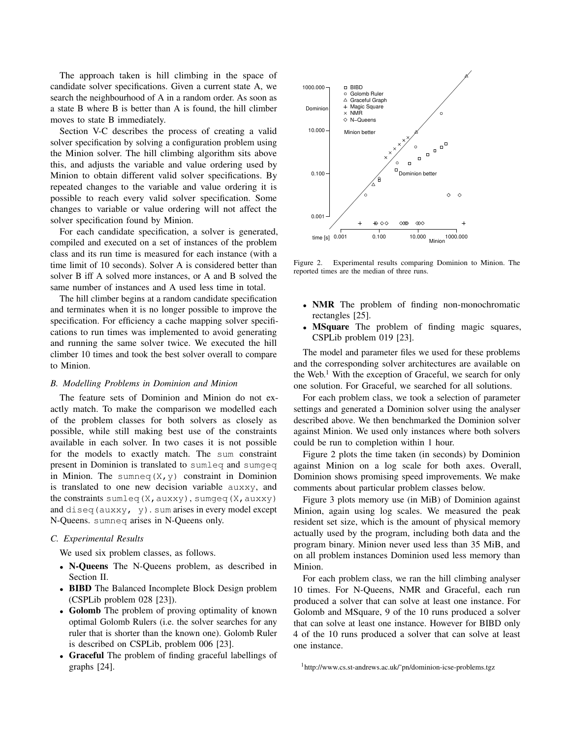The approach taken is hill climbing in the space of candidate solver specifications. Given a current state A, we search the neighbourhood of A in a random order. As soon as a state B where B is better than A is found, the hill climber moves to state B immediately.

Section V-C describes the process of creating a valid solver specification by solving a configuration problem using the Minion solver. The hill climbing algorithm sits above this, and adjusts the variable and value ordering used by Minion to obtain different valid solver specifications. By repeated changes to the variable and value ordering it is possible to reach every valid solver specification. Some changes to variable or value ordering will not affect the solver specification found by Minion.

For each candidate specification, a solver is generated, compiled and executed on a set of instances of the problem class and its run time is measured for each instance (with a time limit of 10 seconds). Solver A is considered better than solver B iff A solved more instances, or A and B solved the same number of instances and A used less time in total.

The hill climber begins at a random candidate specification and terminates when it is no longer possible to improve the specification. For efficiency a cache mapping solver specifications to run times was implemented to avoid generating and running the same solver twice. We executed the hill climber 10 times and took the best solver overall to compare to Minion.

### B. Modelling Problems in Dominion and Minion

The feature sets of Dominion and Minion do not exactly match. To make the comparison we modelled each of the problem classes for both solvers as closely as possible, while still making best use of the constraints available in each solver. In two cases it is not possible for the models to exactly match. The `sum` constraint present in Dominion is translated to `sumleq` and `sumgeq` in Minion. The `sumneq(X,y)` constraint in Dominion is translated to one new decision variable `auxxy`, and the constraints `sumleq(X,auxxy)`, `sumgeq(X,auxxy)` and `diseq(auxxy, y)`. `sum` arises in every model except N-Queens. `sumneq` arises in N-Queens only.

### C. Experimental Results

We used six problem classes, as follows.

- **N-Queens** The N-Queens problem, as described in Section II.
- **BIBD** The Balanced Incomplete Block Design problem (CSPLib problem 028 [23]).
- **Golomb** The problem of proving optimality of known optimal Golomb Rulers (i.e. the solver searches for any ruler that is shorter than the known one). Golomb Ruler is described on CSPLib, problem 006 [23].
- **Graceful** The problem of finding graceful labellings of graphs [24].

Figure 2. Experimental results comparing Dominion to Minion. The reported times are the median of three runs.

- **NMR** The problem of finding non-monochromatic rectangles [25].
- **MSquare** The problem of finding magic squares, CSPLib problem 019 [23].

The model and parameter files we used for these problems and the corresponding solver architectures are available on the Web.[1] With the exception of Graceful, we search for only one solution. For Graceful, we searched for all solutions.

For each problem class, we took a selection of parameter settings and generated a Dominion solver using the analyser described above. We then benchmarked the Dominion solver against Minion. We used only instances where both solvers could be run to completion within 1 hour.

Figure 2 plots the time taken (in seconds) by Dominion against Minion on a log scale for both axes. Overall, Dominion shows promising speed improvements. We make comments about particular problem classes below.

Figure 3 plots memory use (in MiB) of Dominion against Minion, again using log scales. We measured the peak resident set size, which is the amount of physical memory actually used by the program, including both data and the program binary. Minion never used less than 35 MiB, and on all problem instances Dominion used less memory than Minion.

For each problem class, we ran the hill climbing analyser 10 times. For N-Queens, NMR and Graceful, each run produced a solver that can solve at least one instance. For Golomb and MSquare, 9 of the 10 runs produced a solver that can solve at least one instance. However for BIBD only 4 of the 10 runs produced a solver that can solve at least one instance.

[1] http://www.cs.st-andrews.ac.uk/~pn/dominion-icse-problems.tgz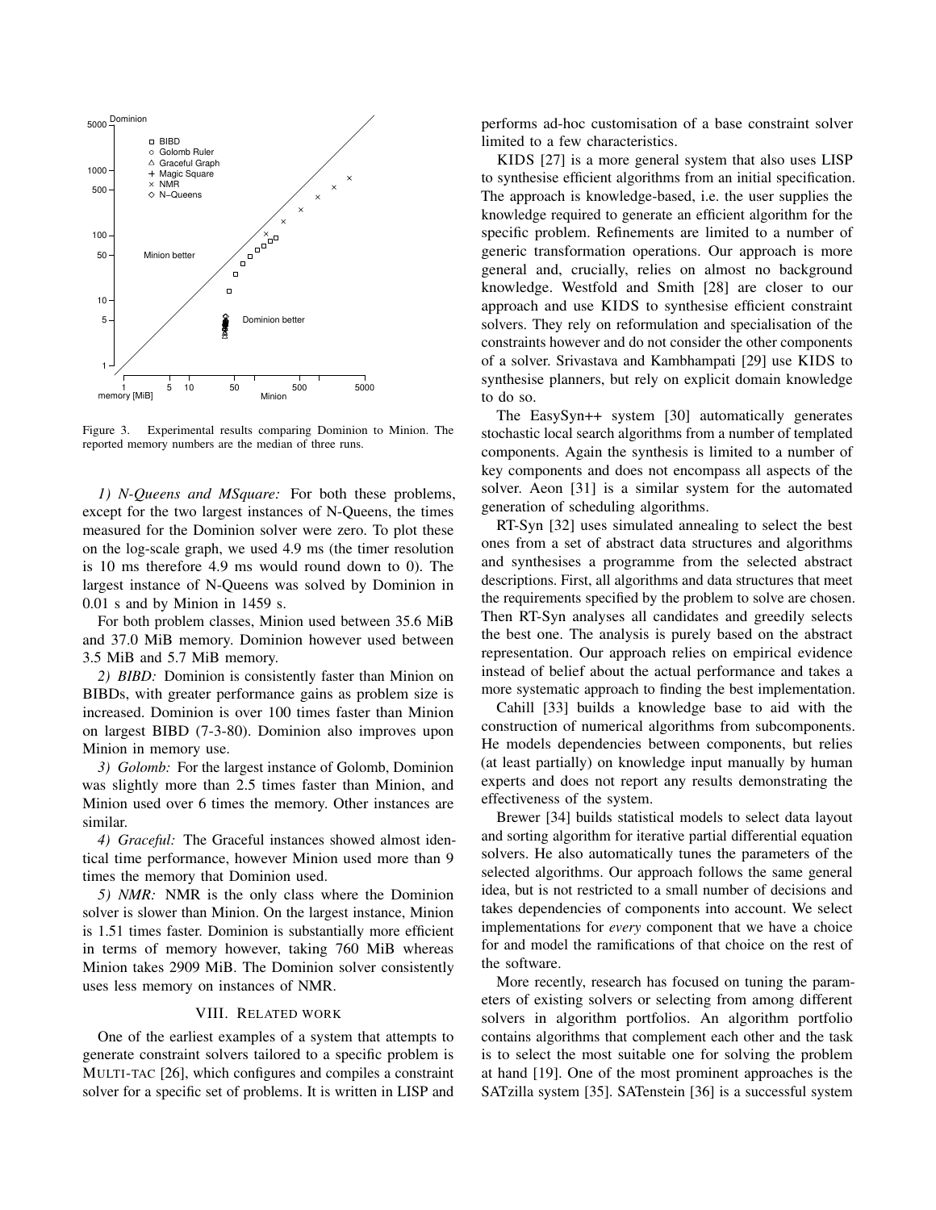Figure 3. Experimental results comparing Dominion to Minion. The reported memory numbers are the median of three runs.

*1) N-Queens and MSquare:* For both these problems, except for the two largest instances of N-Queens, the times measured for the Dominion solver were zero. To plot these on the log-scale graph, we used 4.9 ms (the timer resolution is 10 ms therefore 4.9 ms would round down to 0). The largest instance of N-Queens was solved by Dominion in 0.01 s and by Minion in 1459 s.

For both problem classes, Minion used between 35.6 MiB and 37.0 MiB memory. Dominion however used between 3.5 MiB and 5.7 MiB memory.

*2) BIBD:* Dominion is consistently faster than Minion on BIBDs, with greater performance gains as problem size is increased. Dominion is over 100 times faster than Minion on largest BIBD (7-3-80). Dominion also improves upon Minion in memory use.

*3) Golomb:* For the largest instance of Golomb, Dominion was slightly more than 2.5 times faster than Minion, and Minion used over 6 times the memory. Other instances are similar.

*4) Graceful:* The Graceful instances showed almost identical time performance, however Minion used more than 9 times the memory that Dominion used.

*5) NMR:* NMR is the only class where the Dominion solver is slower than Minion. On the largest instance, Minion is 1.51 times faster. Dominion is substantially more efficient in terms of memory however, taking 760 MiB whereas Minion takes 2909 MiB. The Dominion solver consistently uses less memory on instances of NMR.

## VIII. Related work

One of the earliest examples of a system that attempts to generate constraint solvers tailored to a specific problem is MULTI-TAC [26], which configures and compiles a constraint solver for a specific set of problems. It is written in LISP and performs ad-hoc customisation of a base constraint solver limited to a few characteristics.

KIDS [27] is a more general system that also uses LISP to synthesise efficient algorithms from an initial specification. The approach is knowledge-based, i.e. the user supplies the knowledge required to generate an efficient algorithm for the specific problem. Refinements are limited to a number of generic transformation operations. Our approach is more general and, crucially, relies on almost no background knowledge. Westfold and Smith [28] are closer to our approach and use KIDS to synthesise efficient constraint solvers. They rely on reformulation and specialisation of the constraints however and do not consider the other components of a solver. Srivastava and Kambhampati [29] use KIDS to synthesise planners, but rely on explicit domain knowledge to do so.

The EasySyn++ system [30] automatically generates stochastic local search algorithms from a number of templated components. Again the synthesis is limited to a number of key components and does not encompass all aspects of the solver. Aeon [31] is a similar system for the automated generation of scheduling algorithms.

RT-Syn [32] uses simulated annealing to select the best ones from a set of abstract data structures and algorithms and synthesises a programme from the selected abstract descriptions. First, all algorithms and data structures that meet the requirements specified by the problem to solve are chosen. Then RT-Syn analyses all candidates and greedily selects the best one. The analysis is purely based on the abstract representation. Our approach relies on empirical evidence instead of belief about the actual performance and takes a more systematic approach to finding the best implementation.

Cahill [33] builds a knowledge base to aid with the construction of numerical algorithms from subcomponents. He models dependencies between components, but relies (at least partially) on knowledge input manually by human experts and does not report any results demonstrating the effectiveness of the system.

Brewer [34] builds statistical models to select data layout and sorting algorithm for iterative partial differential equation solvers. He also automatically tunes the parameters of the selected algorithms. Our approach follows the same general idea, but is not restricted to a small number of decisions and takes dependencies of components into account. We select implementations for *every* component that we have a choice for and model the ramifications of that choice on the rest of the software.

More recently, research has focused on tuning the parameters of existing solvers or selecting from among different solvers in algorithm portfolios. An algorithm portfolio contains algorithms that complement each other and the task is to select the most suitable one for solving the problem at hand [19]. One of the most prominent approaches is the SATzilla system [35]. SATenstein [36] is a successful system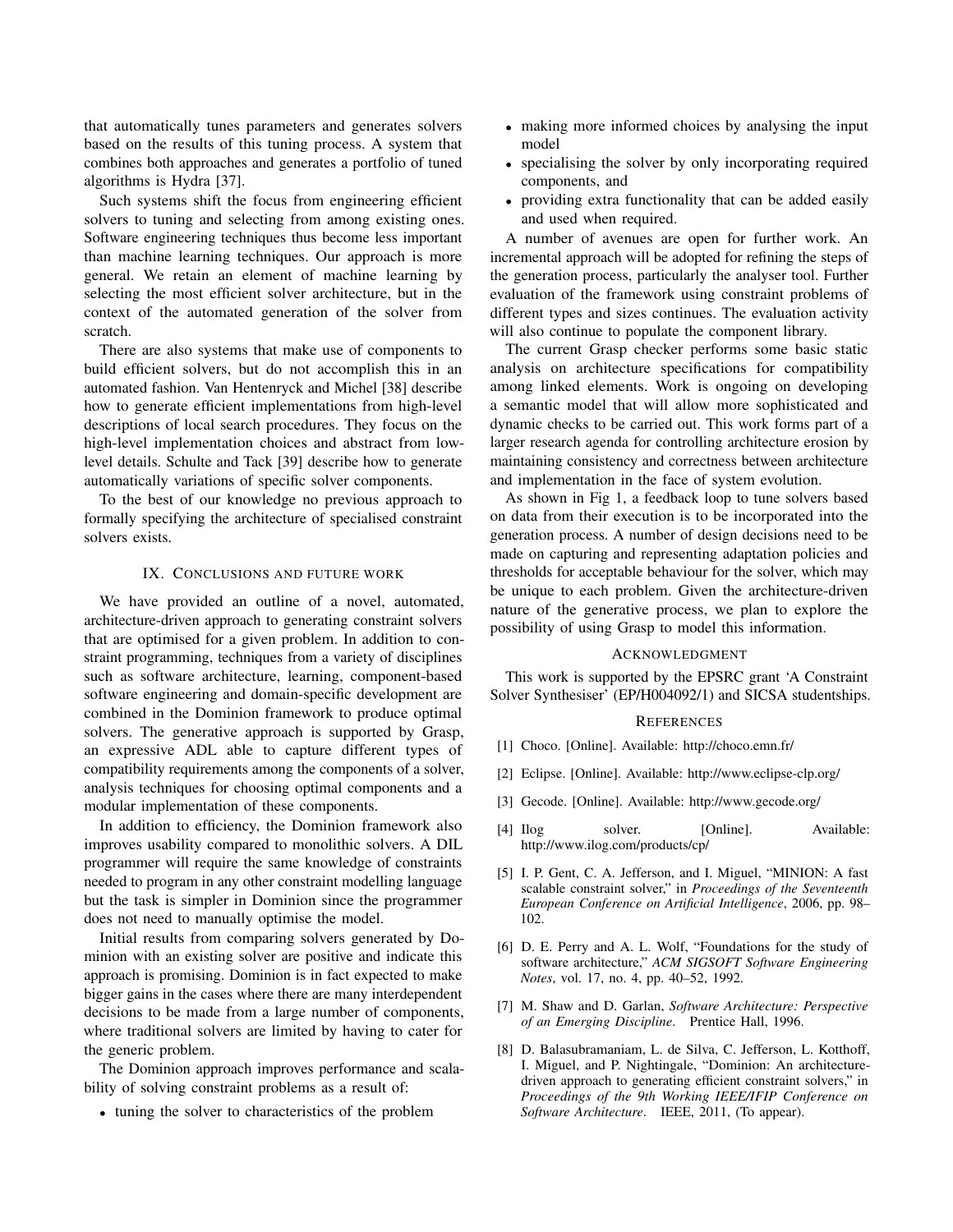that automatically tunes parameters and generates solvers based on the results of this tuning process. A system that combines both approaches and generates a portfolio of tuned algorithms is Hydra [37].

Such systems shift the focus from engineering efficient solvers to tuning and selecting from among existing ones. Software engineering techniques thus become less important than machine learning techniques. Our approach is more general. We retain an element of machine learning by selecting the most efficient solver architecture, but in the context of the automated generation of the solver from scratch.

There are also systems that make use of components to build efficient solvers, but do not accomplish this in an automated fashion. Van Hentenryck and Michel [38] describe how to generate efficient implementations from high-level descriptions of local search procedures. They focus on the high-level implementation choices and abstract from low-level details. Schulte and Tack [39] describe how to generate automatically variations of specific solver components.

To the best of our knowledge no previous approach to formally specifying the architecture of specialised constraint solvers exists.

## IX. Conclusions and future work

We have provided an outline of a novel, automated, architecture-driven approach to generating constraint solvers that are optimised for a given problem. In addition to constraint programming, techniques from a variety of disciplines such as software architecture, learning, component-based software engineering and domain-specific development are combined in the Dominion framework to produce optimal solvers. The generative approach is supported by Grasp, an expressive ADL able to capture different types of compatibility requirements among the components of a solver, analysis techniques for choosing optimal components and a modular implementation of these components.

In addition to efficiency, the Dominion framework also improves usability compared to monolithic solvers. A DIL programmer will require the same knowledge of constraints needed to program in any other constraint modelling language but the task is simpler in Dominion since the programmer does not need to manually optimise the model.

Initial results from comparing solvers generated by Dominion with an existing solver are positive and indicate this approach is promising. Dominion is in fact expected to make bigger gains in the cases where there are many interdependent decisions to be made from a large number of components, where traditional solvers are limited by having to cater for the generic problem.

The Dominion approach improves performance and scalability of solving constraint problems as a result of:

- tuning the solver to characteristics of the problem
- making more informed choices by analysing the input model
- specialising the solver by only incorporating required components, and
- providing extra functionality that can be added easily and used when required.

A number of avenues are open for further work. An incremental approach will be adopted for refining the steps of the generation process, particularly the analyser tool. Further evaluation of the framework using constraint problems of different types and sizes continues. The evaluation activity will also continue to populate the component library.

The current Grasp checker performs some basic static analysis on architecture specifications for compatibility among linked elements. Work is ongoing on developing a semantic model that will allow more sophisticated and dynamic checks to be carried out. This work forms part of a larger research agenda for controlling architecture erosion by maintaining consistency and correctness between architecture and implementation in the face of system evolution.

As shown in Fig 1, a feedback loop to tune solvers based on data from their execution is to be incorporated into the generation process. A number of design decisions need to be made on capturing and representing adaptation policies and thresholds for acceptable behaviour for the solver, which may be unique to each problem. Given the architecture-driven nature of the generative process, we plan to explore the possibility of using Grasp to model this information.

## Acknowledgment

This work is supported by the EPSRC grant 'A Constraint Solver Synthesiser' (EP/H004092/1) and SICSA studentships.

## References

[1] Choco. [Online]. Available: http://choco.emn.fr/

[2] Eclipse. [Online]. Available: http://www.eclipse-clp.org/

[3] Gecode. [Online]. Available: http://www.gecode.org/

[4] Ilog solver. [Online]. Available: http://www.ilog.com/products/cp/

[5] I. P. Gent, C. A. Jefferson, and I. Miguel, "MINION: A fast scalable constraint solver," in *Proceedings of the Seventeenth European Conference on Artificial Intelligence*, 2006, pp. 98–102.

[6] D. E. Perry and A. L. Wolf, "Foundations for the study of software architecture," *ACM SIGSOFT Software Engineering Notes*, vol. 17, no. 4, pp. 40–52, 1992.

[7] M. Shaw and D. Garlan, *Software Architecture: Perspective of an Emerging Discipline*. Prentice Hall, 1996.

[8] D. Balasubramaniam, L. de Silva, C. Jefferson, L. Kotthoff, I. Miguel, and P. Nightingale, "Dominion: An architecture-driven approach to generating efficient constraint solvers," in *Proceedings of the 9th Working IEEE/IFIP Conference on Software Architecture*. IEEE, 2011, (To appear).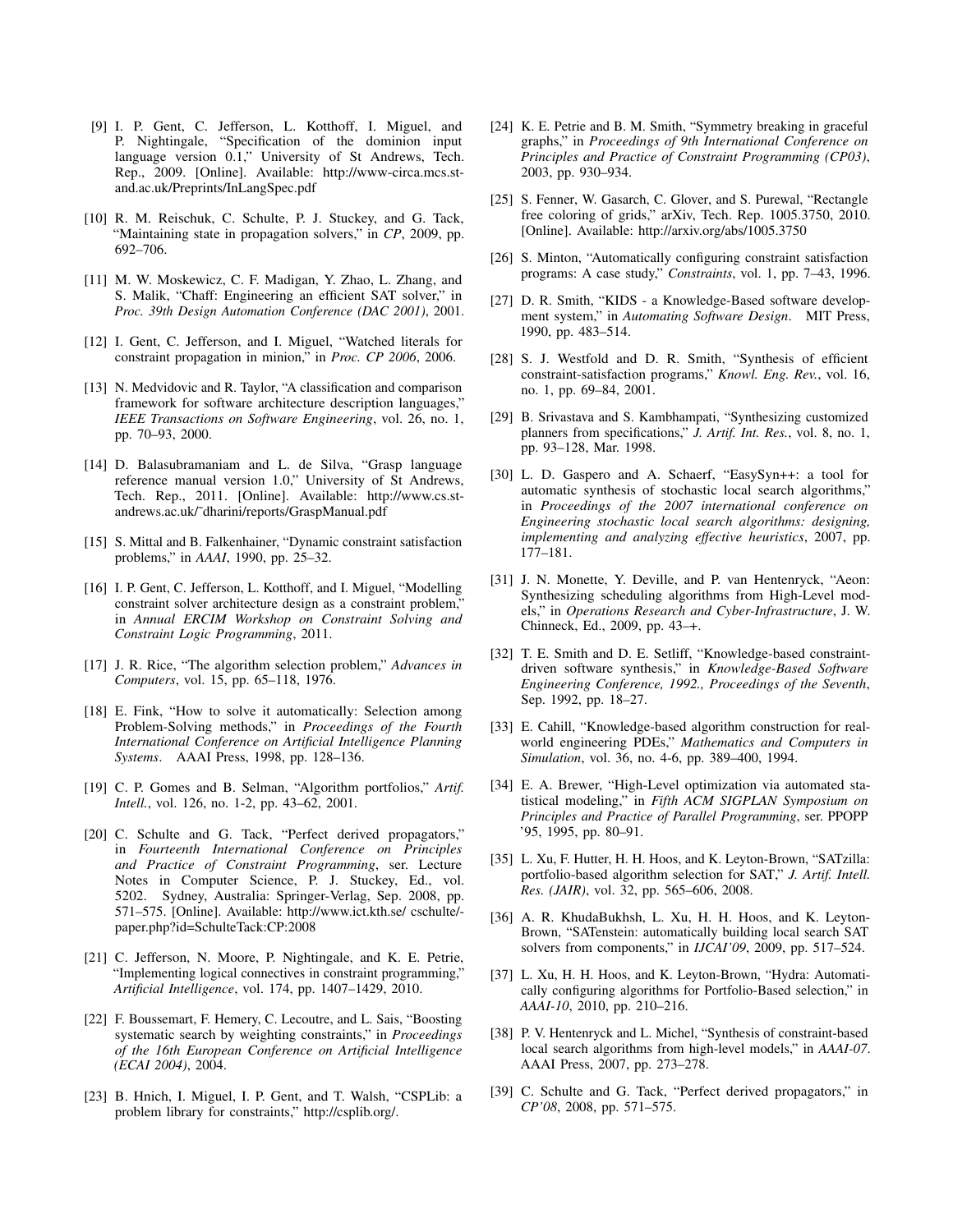[9] I. P. Gent, C. Jefferson, L. Kotthoff, I. Miguel, and P. Nightingale, "Specification of the dominion input language version 0.1," University of St Andrews, Tech. Rep., 2009. [Online]. Available: http://www-circa.mcs.st-and.ac.uk/Preprints/InLangSpec.pdf

[10] R. M. Reischuk, C. Schulte, P. J. Stuckey, and G. Tack, "Maintaining state in propagation solvers," in *CP*, 2009, pp. 692–706.

[11] M. W. Moskewicz, C. F. Madigan, Y. Zhao, L. Zhang, and S. Malik, "Chaff: Engineering an efficient SAT solver," in *Proc. 39th Design Automation Conference (DAC 2001)*, 2001.

[12] I. Gent, C. Jefferson, and I. Miguel, "Watched literals for constraint propagation in minion," in *Proc. CP 2006*, 2006.

[13] N. Medvidovic and R. Taylor, "A classification and comparison framework for software architecture description languages," *IEEE Transactions on Software Engineering*, vol. 26, no. 1, pp. 70–93, 2000.

[14] D. Balasubramaniam and L. de Silva, "Grasp language reference manual version 1.0," University of St Andrews, Tech. Rep., 2011. [Online]. Available: http://www.cs.st-andrews.ac.uk/~dharini/reports/GraspManual.pdf

[15] S. Mittal and B. Falkenhainer, "Dynamic constraint satisfaction problems," in *AAAI*, 1990, pp. 25–32.

[16] I. P. Gent, C. Jefferson, L. Kotthoff, and I. Miguel, "Modelling constraint solver architecture design as a constraint problem," in *Annual ERCIM Workshop on Constraint Solving and Constraint Logic Programming*, 2011.

[17] J. R. Rice, "The algorithm selection problem," *Advances in Computers*, vol. 15, pp. 65–118, 1976.

[18] E. Fink, "How to solve it automatically: Selection among Problem-Solving methods," in *Proceedings of the Fourth International Conference on Artificial Intelligence Planning Systems*. AAAI Press, 1998, pp. 128–136.

[19] C. P. Gomes and B. Selman, "Algorithm portfolios," *Artif. Intell.*, vol. 126, no. 1-2, pp. 43–62, 2001.

[20] C. Schulte and G. Tack, "Perfect derived propagators," in *Fourteenth International Conference on Principles and Practice of Constraint Programming*, ser. Lecture Notes in Computer Science, P. J. Stuckey, Ed., vol. 5202. Sydney, Australia: Springer-Verlag, Sep. 2008, pp. 571–575. [Online]. Available: http://www.ict.kth.se/ cschulte/-paper.php?id=SchulteTack:CP:2008

[21] C. Jefferson, N. Moore, P. Nightingale, and K. E. Petrie, "Implementing logical connectives in constraint programming," *Artificial Intelligence*, vol. 174, pp. 1407–1429, 2010.

[22] F. Boussemart, F. Hemery, C. Lecoutre, and L. Sais, "Boosting systematic search by weighting constraints," in *Proceedings of the 16th European Conference on Artificial Intelligence (ECAI 2004)*, 2004.

[23] B. Hnich, I. Miguel, I. P. Gent, and T. Walsh, "CSPLib: a problem library for constraints," http://csplib.org/.

[24] K. E. Petrie and B. M. Smith, "Symmetry breaking in graceful graphs," in *Proceedings of 9th International Conference on Principles and Practice of Constraint Programming (CP03)*, 2003, pp. 930–934.

[25] S. Fenner, W. Gasarch, C. Glover, and S. Purewal, "Rectangle free coloring of grids," arXiv, Tech. Rep. 1005.3750, 2010. [Online]. Available: http://arxiv.org/abs/1005.3750

[26] S. Minton, "Automatically configuring constraint satisfaction programs: A case study," *Constraints*, vol. 1, pp. 7–43, 1996.

[27] D. R. Smith, "KIDS - a Knowledge-Based software development system," in *Automating Software Design*. MIT Press, 1990, pp. 483–514.

[28] S. J. Westfold and D. R. Smith, "Synthesis of efficient constraint-satisfaction programs," *Knowl. Eng. Rev.*, vol. 16, no. 1, pp. 69–84, 2001.

[29] B. Srivastava and S. Kambhampati, "Synthesizing customized planners from specifications," *J. Artif. Int. Res.*, vol. 8, no. 1, pp. 93–128, Mar. 1998.

[30] L. D. Gaspero and A. Schaerf, "EasySyn++: a tool for automatic synthesis of stochastic local search algorithms," in *Proceedings of the 2007 international conference on Engineering stochastic local search algorithms: designing, implementing and analyzing effective heuristics*, 2007, pp. 177–181.

[31] J. N. Monette, Y. Deville, and P. van Hentenryck, "Aeon: Synthesizing scheduling algorithms from High-Level models," in *Operations Research and Cyber-Infrastructure*, J. W. Chinneck, Ed., 2009, pp. 43–+.

[32] T. E. Smith and D. E. Setliff, "Knowledge-based constraint-driven software synthesis," in *Knowledge-Based Software Engineering Conference, 1992., Proceedings of the Seventh*, Sep. 1992, pp. 18–27.

[33] E. Cahill, "Knowledge-based algorithm construction for real-world engineering PDEs," *Mathematics and Computers in Simulation*, vol. 36, no. 4-6, pp. 389–400, 1994.

[34] E. A. Brewer, "High-Level optimization via automated statistical modeling," in *Fifth ACM SIGPLAN Symposium on Principles and Practice of Parallel Programming*, ser. PPOPP '95, 1995, pp. 80–91.

[35] L. Xu, F. Hutter, H. H. Hoos, and K. Leyton-Brown, "SATzilla: portfolio-based algorithm selection for SAT," *J. Artif. Intell. Res. (JAIR)*, vol. 32, pp. 565–606, 2008.

[36] A. R. KhudaBukhsh, L. Xu, H. H. Hoos, and K. Leyton-Brown, "SATenstein: automatically building local search SAT solvers from components," in *IJCAI'09*, 2009, pp. 517–524.

[37] L. Xu, H. H. Hoos, and K. Leyton-Brown, "Hydra: Automatically configuring algorithms for Portfolio-Based selection," in *AAAI-10*, 2010, pp. 210–216.

[38] P. V. Hentenryck and L. Michel, "Synthesis of constraint-based local search algorithms from high-level models," in *AAAI-07*. AAAI Press, 2007, pp. 273–278.

[39] C. Schulte and G. Tack, "Perfect derived propagators," in *CP'08*, 2008, pp. 571–575.